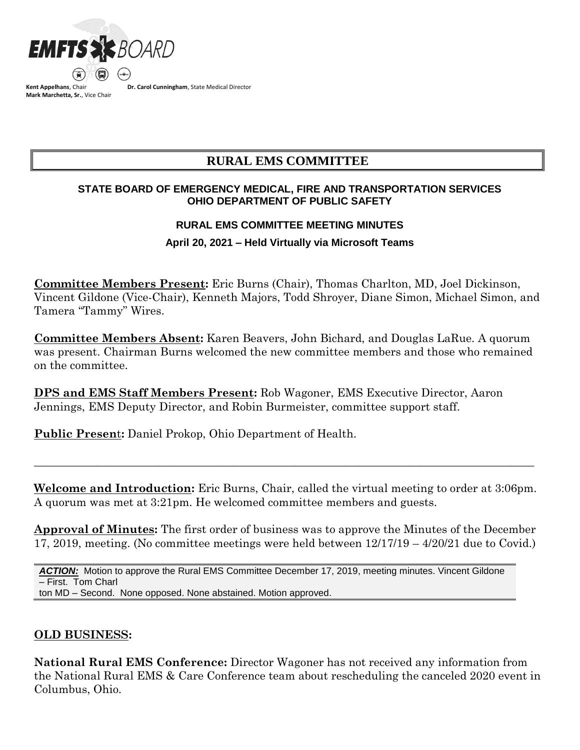**EMFTS BOARD**

**Kent Appelhans**, Chair
**Mark Marchetta, Sr.**, Vice Chair
**Dr. Carol Cunningham**, State Medical Director

# RURAL EMS COMMITTEE

**STATE BOARD OF EMERGENCY MEDICAL, FIRE AND TRANSPORTATION SERVICES**
**OHIO DEPARTMENT OF PUBLIC SAFETY**

**RURAL EMS COMMITTEE MEETING MINUTES**

**April 20, 2021 – Held Virtually via Microsoft Teams**

**Committee Members Present:** Eric Burns (Chair), Thomas Charlton, MD, Joel Dickinson, Vincent Gildone (Vice-Chair), Kenneth Majors, Todd Shroyer, Diane Simon, Michael Simon, and Tamera "Tammy" Wires.

**Committee Members Absent:** Karen Beavers, John Bichard, and Douglas LaRue. A quorum was present. Chairman Burns welcomed the new committee members and those who remained on the committee.

**DPS and EMS Staff Members Present:** Rob Wagoner, EMS Executive Director, Aaron Jennings, EMS Deputy Director, and Robin Burmeister, committee support staff.

**Public Present:** Daniel Prokop, Ohio Department of Health.

---

**Welcome and Introduction:** Eric Burns, Chair, called the virtual meeting to order at 3:06pm. A quorum was met at 3:21pm. He welcomed committee members and guests.

**Approval of Minutes:** The first order of business was to approve the Minutes of the December 17, 2019, meeting. (No committee meetings were held between 12/17/19 – 4/20/21 due to Covid.)

> ***ACTION:*** Motion to approve the Rural EMS Committee December 17, 2019, meeting minutes. Vincent Gildone – First. Tom Charlton MD – Second. None opposed. None abstained. Motion approved.

## OLD BUSINESS:

**National Rural EMS Conference:** Director Wagoner has not received any information from the National Rural EMS & Care Conference team about rescheduling the canceled 2020 event in Columbus, Ohio.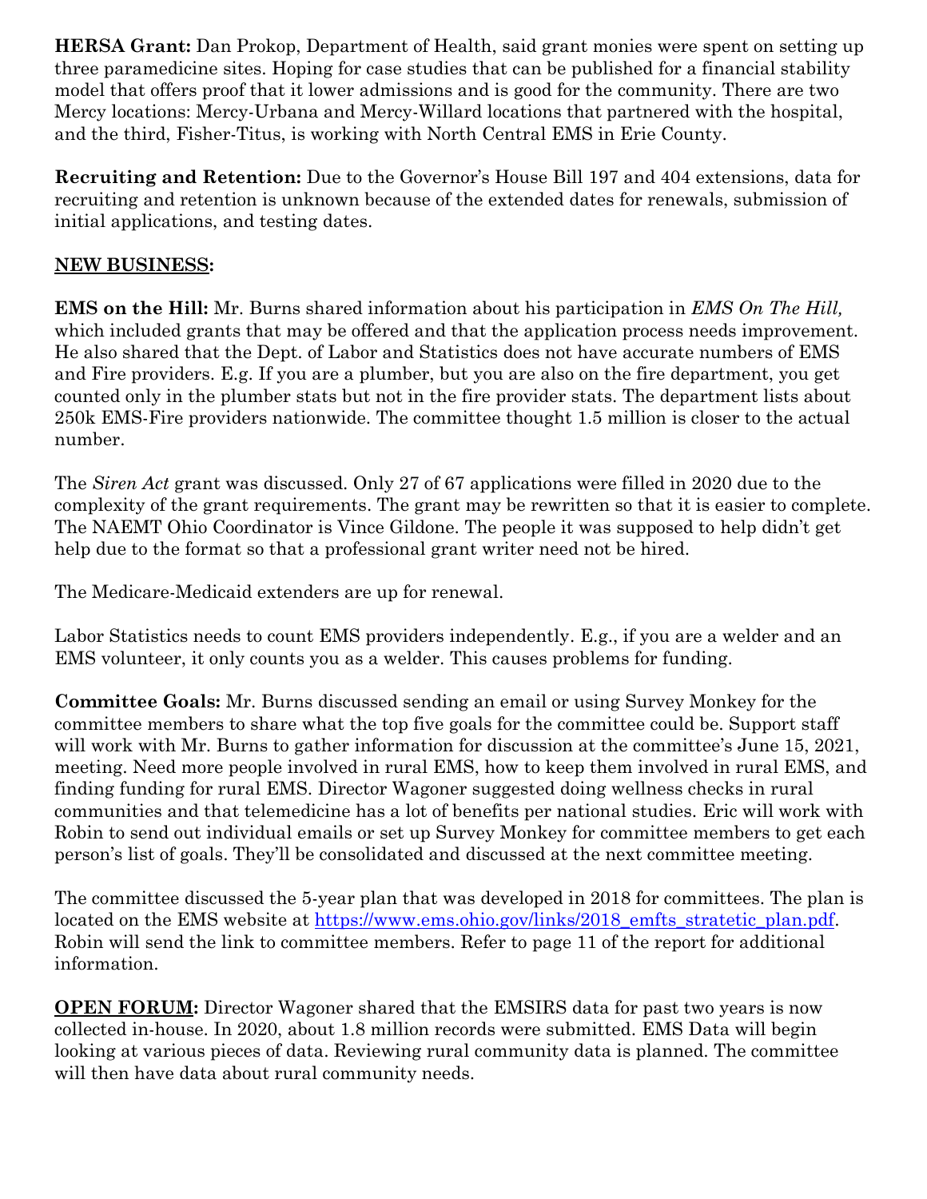**HERSA Grant:** Dan Prokop, Department of Health, said grant monies were spent on setting up three paramedicine sites. Hoping for case studies that can be published for a financial stability model that offers proof that it lower admissions and is good for the community. There are two Mercy locations: Mercy-Urbana and Mercy-Willard locations that partnered with the hospital, and the third, Fisher-Titus, is working with North Central EMS in Erie County.

**Recruiting and Retention:** Due to the Governor's House Bill 197 and 404 extensions, data for recruiting and retention is unknown because of the extended dates for renewals, submission of initial applications, and testing dates.

**NEW BUSINESS:**

**EMS on the Hill:** Mr. Burns shared information about his participation in *EMS On The Hill,* which included grants that may be offered and that the application process needs improvement. He also shared that the Dept. of Labor and Statistics does not have accurate numbers of EMS and Fire providers. E.g. If you are a plumber, but you are also on the fire department, you get counted only in the plumber stats but not in the fire provider stats. The department lists about 250k EMS-Fire providers nationwide. The committee thought 1.5 million is closer to the actual number.

The *Siren Act* grant was discussed. Only 27 of 67 applications were filled in 2020 due to the complexity of the grant requirements. The grant may be rewritten so that it is easier to complete. The NAEMT Ohio Coordinator is Vince Gildone. The people it was supposed to help didn't get help due to the format so that a professional grant writer need not be hired.

The Medicare-Medicaid extenders are up for renewal.

Labor Statistics needs to count EMS providers independently. E.g., if you are a welder and an EMS volunteer, it only counts you as a welder. This causes problems for funding.

**Committee Goals:** Mr. Burns discussed sending an email or using Survey Monkey for the committee members to share what the top five goals for the committee could be. Support staff will work with Mr. Burns to gather information for discussion at the committee's June 15, 2021, meeting. Need more people involved in rural EMS, how to keep them involved in rural EMS, and finding funding for rural EMS. Director Wagoner suggested doing wellness checks in rural communities and that telemedicine has a lot of benefits per national studies. Eric will work with Robin to send out individual emails or set up Survey Monkey for committee members to get each person's list of goals. They'll be consolidated and discussed at the next committee meeting.

The committee discussed the 5-year plan that was developed in 2018 for committees. The plan is located on the EMS website at [https://www.ems.ohio.gov/links/2018_emfts_stratetic_plan.pdf](https://www.ems.ohio.gov/links/2018_emfts_stratetic_plan.pdf). Robin will send the link to committee members. Refer to page 11 of the report for additional information.

**OPEN FORUM:** Director Wagoner shared that the EMSIRS data for past two years is now collected in-house. In 2020, about 1.8 million records were submitted. EMS Data will begin looking at various pieces of data. Reviewing rural community data is planned. The committee will then have data about rural community needs.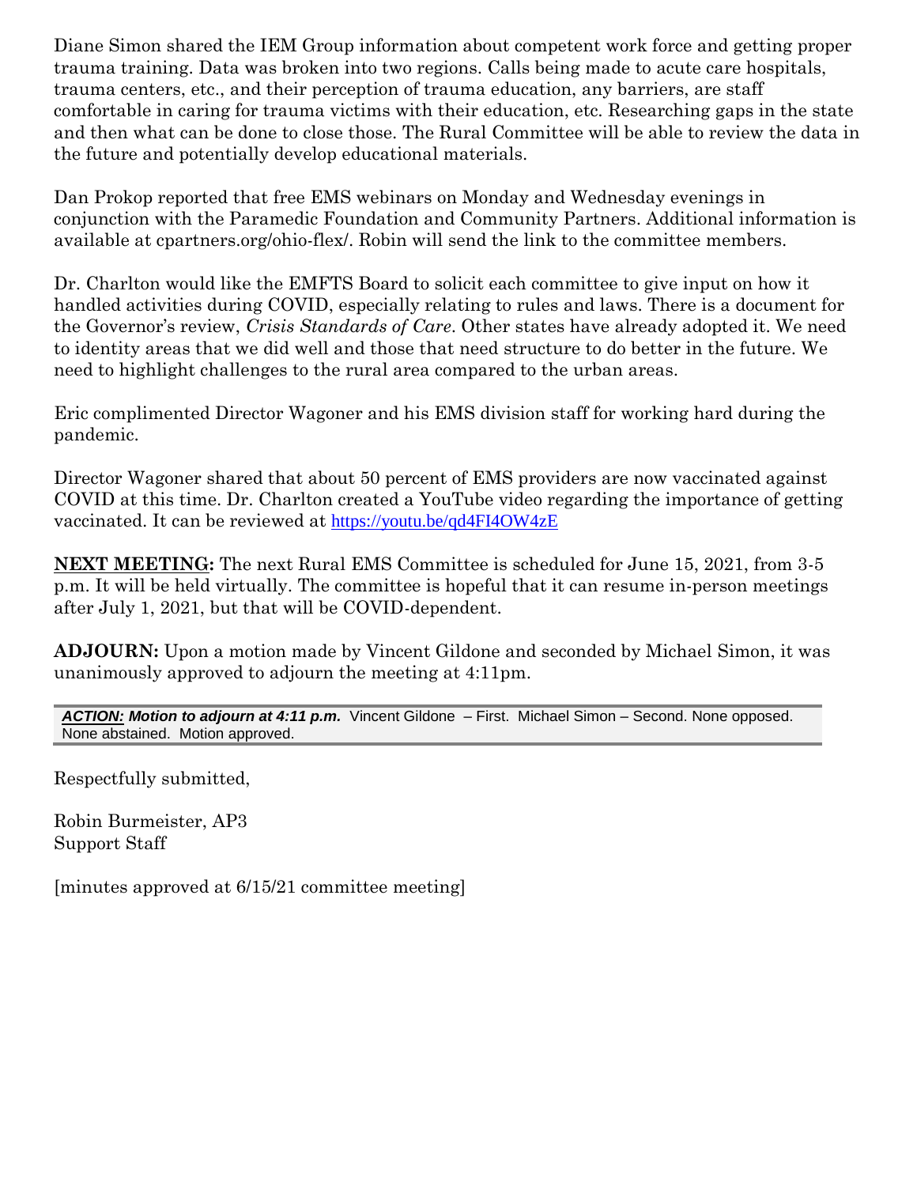Diane Simon shared the IEM Group information about competent work force and getting proper trauma training. Data was broken into two regions. Calls being made to acute care hospitals, trauma centers, etc., and their perception of trauma education, any barriers, are staff comfortable in caring for trauma victims with their education, etc. Researching gaps in the state and then what can be done to close those. The Rural Committee will be able to review the data in the future and potentially develop educational materials.

Dan Prokop reported that free EMS webinars on Monday and Wednesday evenings in conjunction with the Paramedic Foundation and Community Partners. Additional information is available at cpartners.org/ohio-flex/. Robin will send the link to the committee members.

Dr. Charlton would like the EMFTS Board to solicit each committee to give input on how it handled activities during COVID, especially relating to rules and laws. There is a document for the Governor's review, *Crisis Standards of Care*. Other states have already adopted it. We need to identity areas that we did well and those that need structure to do better in the future. We need to highlight challenges to the rural area compared to the urban areas.

Eric complimented Director Wagoner and his EMS division staff for working hard during the pandemic.

Director Wagoner shared that about 50 percent of EMS providers are now vaccinated against COVID at this time. Dr. Charlton created a YouTube video regarding the importance of getting vaccinated. It can be reviewed at https://youtu.be/qd4FI4OW4zE

**NEXT MEETING:** The next Rural EMS Committee is scheduled for June 15, 2021, from 3-5 p.m. It will be held virtually. The committee is hopeful that it can resume in-person meetings after July 1, 2021, but that will be COVID-dependent.

**ADJOURN:** Upon a motion made by Vincent Gildone and seconded by Michael Simon, it was unanimously approved to adjourn the meeting at 4:11pm.

***ACTION:* Motion to adjourn at 4:11 p.m.** Vincent Gildone – First. Michael Simon – Second. None opposed. None abstained. Motion approved.

Respectfully submitted,

Robin Burmeister, AP3
Support Staff

[minutes approved at 6/15/21 committee meeting]